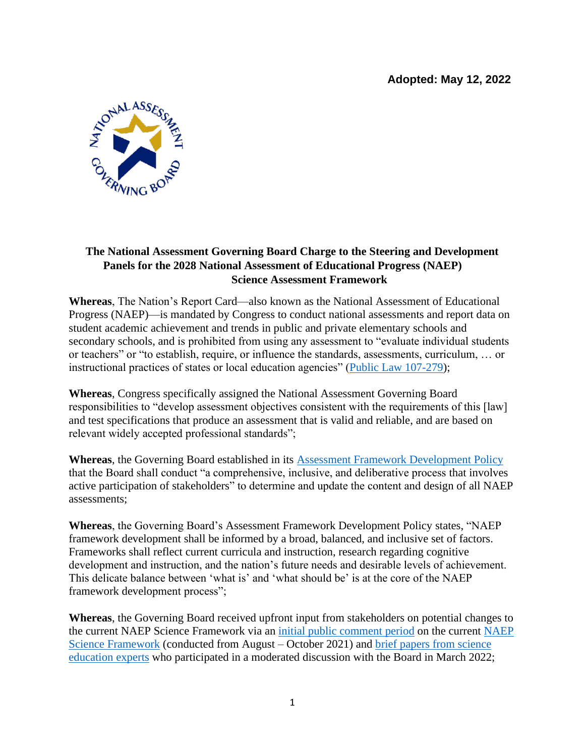**Adopted: May 12, 2022**

# The National Assessment Governing Board Charge to the Steering and Development Panels for the 2028 National Assessment of Educational Progress (NAEP) Science Assessment Framework

**Whereas**, The Nation's Report Card—also known as the National Assessment of Educational Progress (NAEP)—is mandated by Congress to conduct national assessments and report data on student academic achievement and trends in public and private elementary schools and secondary schools, and is prohibited from using any assessment to "evaluate individual students or teachers" or "to establish, require, or influence the standards, assessments, curriculum, … or instructional practices of states or local education agencies" (Public Law 107-279);

**Whereas**, Congress specifically assigned the National Assessment Governing Board responsibilities to "develop assessment objectives consistent with the requirements of this [law] and test specifications that produce an assessment that is valid and reliable, and are based on relevant widely accepted professional standards";

**Whereas**, the Governing Board established in its Assessment Framework Development Policy that the Board shall conduct "a comprehensive, inclusive, and deliberative process that involves active participation of stakeholders" to determine and update the content and design of all NAEP assessments;

**Whereas**, the Governing Board's Assessment Framework Development Policy states, "NAEP framework development shall be informed by a broad, balanced, and inclusive set of factors. Frameworks shall reflect current curricula and instruction, research regarding cognitive development and instruction, and the nation's future needs and desirable levels of achievement. This delicate balance between 'what is' and 'what should be' is at the core of the NAEP framework development process";

**Whereas**, the Governing Board received upfront input from stakeholders on potential changes to the current NAEP Science Framework via an initial public comment period on the current NAEP Science Framework (conducted from August – October 2021) and brief papers from science education experts who participated in a moderated discussion with the Board in March 2022;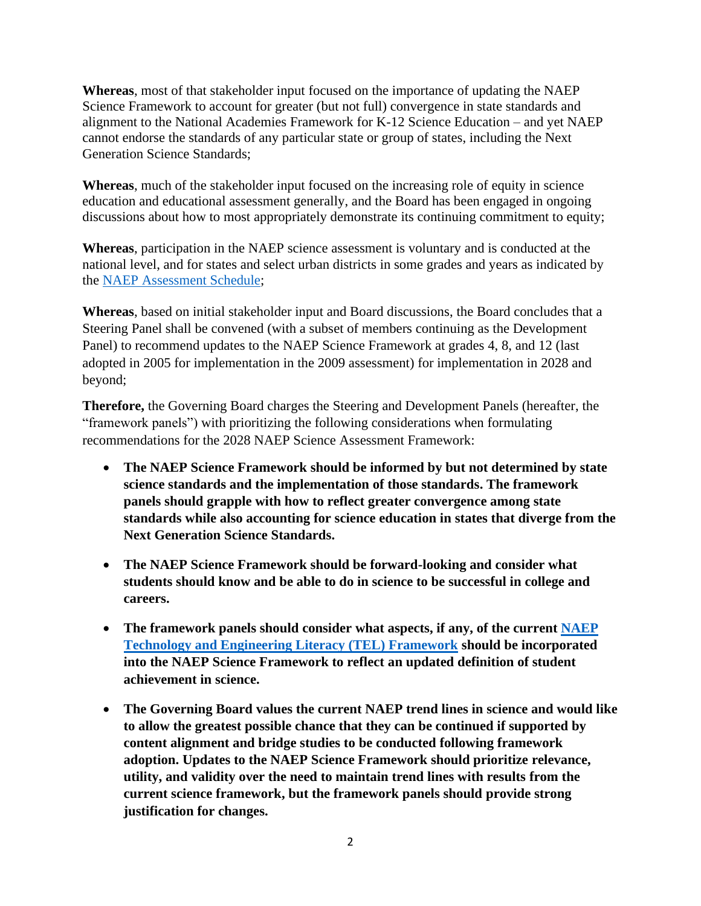**Whereas**, most of that stakeholder input focused on the importance of updating the NAEP Science Framework to account for greater (but not full) convergence in state standards and alignment to the National Academies Framework for K-12 Science Education – and yet NAEP cannot endorse the standards of any particular state or group of states, including the Next Generation Science Standards;

**Whereas**, much of the stakeholder input focused on the increasing role of equity in science education and educational assessment generally, and the Board has been engaged in ongoing discussions about how to most appropriately demonstrate its continuing commitment to equity;

**Whereas**, participation in the NAEP science assessment is voluntary and is conducted at the national level, and for states and select urban districts in some grades and years as indicated by the NAEP Assessment Schedule;

**Whereas**, based on initial stakeholder input and Board discussions, the Board concludes that a Steering Panel shall be convened (with a subset of members continuing as the Development Panel) to recommend updates to the NAEP Science Framework at grades 4, 8, and 12 (last adopted in 2005 for implementation in the 2009 assessment) for implementation in 2028 and beyond;

**Therefore,** the Governing Board charges the Steering and Development Panels (hereafter, the "framework panels") with prioritizing the following considerations when formulating recommendations for the 2028 NAEP Science Assessment Framework:

- **The NAEP Science Framework should be informed by but not determined by state science standards and the implementation of those standards. The framework panels should grapple with how to reflect greater convergence among state standards while also accounting for science education in states that diverge from the Next Generation Science Standards.**

- **The NAEP Science Framework should be forward-looking and consider what students should know and be able to do in science to be successful in college and careers.**

- **The framework panels should consider what aspects, if any, of the current NAEP Technology and Engineering Literacy (TEL) Framework should be incorporated into the NAEP Science Framework to reflect an updated definition of student achievement in science.**

- **The Governing Board values the current NAEP trend lines in science and would like to allow the greatest possible chance that they can be continued if supported by content alignment and bridge studies to be conducted following framework adoption. Updates to the NAEP Science Framework should prioritize relevance, utility, and validity over the need to maintain trend lines with results from the current science framework, but the framework panels should provide strong justification for changes.**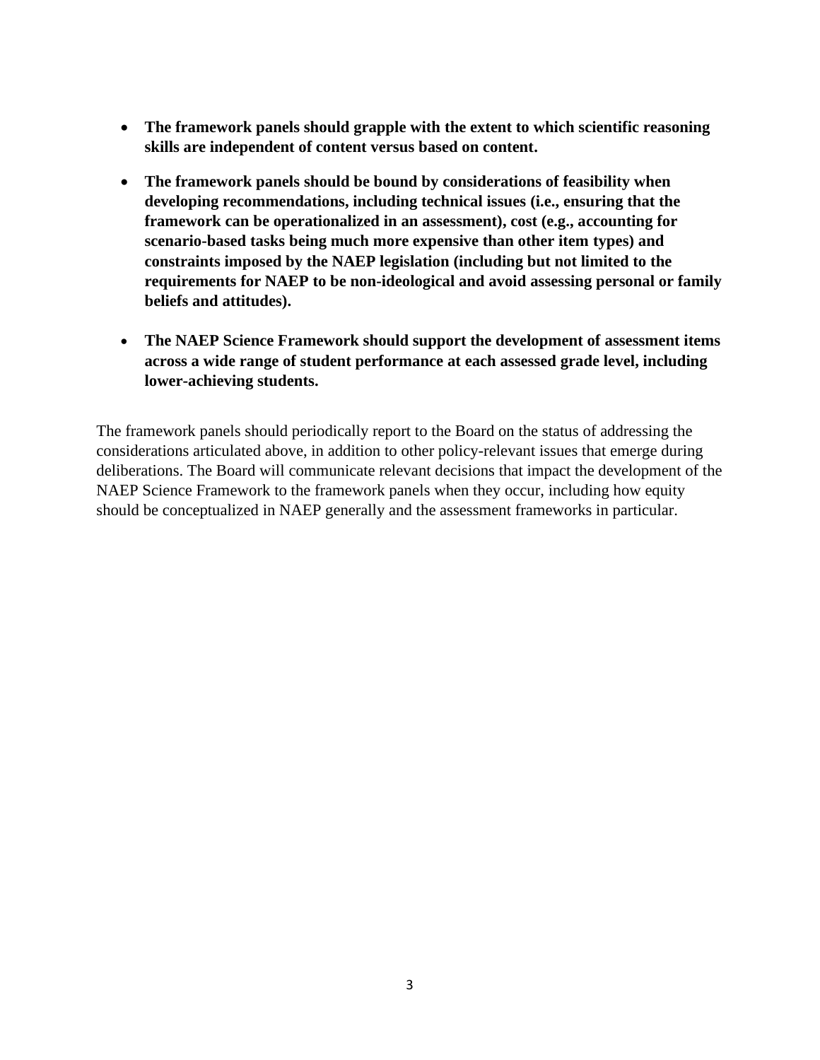- **The framework panels should grapple with the extent to which scientific reasoning skills are independent of content versus based on content.**

- **The framework panels should be bound by considerations of feasibility when developing recommendations, including technical issues (i.e., ensuring that the framework can be operationalized in an assessment), cost (e.g., accounting for scenario-based tasks being much more expensive than other item types) and constraints imposed by the NAEP legislation (including but not limited to the requirements for NAEP to be non-ideological and avoid assessing personal or family beliefs and attitudes).**

- **The NAEP Science Framework should support the development of assessment items across a wide range of student performance at each assessed grade level, including lower-achieving students.**

The framework panels should periodically report to the Board on the status of addressing the considerations articulated above, in addition to other policy-relevant issues that emerge during deliberations. The Board will communicate relevant decisions that impact the development of the NAEP Science Framework to the framework panels when they occur, including how equity should be conceptualized in NAEP generally and the assessment frameworks in particular.